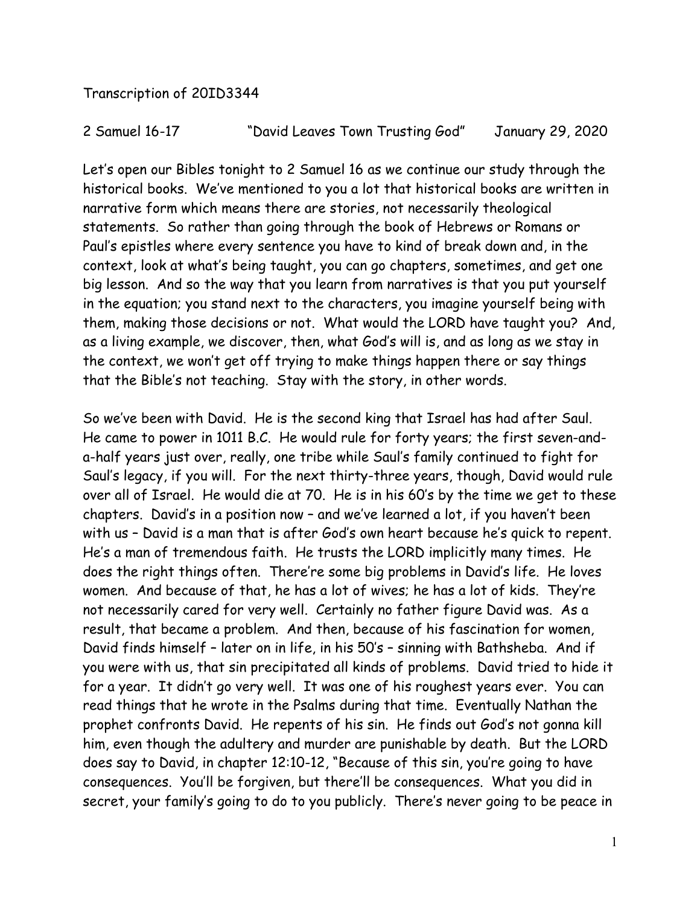Transcription of 20ID3344

2 Samuel 16-17 "David Leaves Town Trusting God" January 29, 2020

Let's open our Bibles tonight to 2 Samuel 16 as we continue our study through the historical books. We've mentioned to you a lot that historical books are written in narrative form which means there are stories, not necessarily theological statements. So rather than going through the book of Hebrews or Romans or Paul's epistles where every sentence you have to kind of break down and, in the context, look at what's being taught, you can go chapters, sometimes, and get one big lesson. And so the way that you learn from narratives is that you put yourself in the equation; you stand next to the characters, you imagine yourself being with them, making those decisions or not. What would the LORD have taught you? And, as a living example, we discover, then, what God's will is, and as long as we stay in the context, we won't get off trying to make things happen there or say things that the Bible's not teaching. Stay with the story, in other words.

So we've been with David. He is the second king that Israel has had after Saul. He came to power in 1011 B.C. He would rule for forty years; the first seven-and-a-half years just over, really, one tribe while Saul's family continued to fight for Saul's legacy, if you will. For the next thirty-three years, though, David would rule over all of Israel. He would die at 70. He is in his 60's by the time we get to these chapters. David's in a position now – and we've learned a lot, if you haven't been with us – David is a man that is after God's own heart because he's quick to repent. He's a man of tremendous faith. He trusts the LORD implicitly many times. He does the right things often. There're some big problems in David's life. He loves women. And because of that, he has a lot of wives; he has a lot of kids. They're not necessarily cared for very well. Certainly no father figure David was. As a result, that became a problem. And then, because of his fascination for women, David finds himself – later on in life, in his 50's – sinning with Bathsheba. And if you were with us, that sin precipitated all kinds of problems. David tried to hide it for a year. It didn't go very well. It was one of his roughest years ever. You can read things that he wrote in the Psalms during that time. Eventually Nathan the prophet confronts David. He repents of his sin. He finds out God's not gonna kill him, even though the adultery and murder are punishable by death. But the LORD does say to David, in chapter 12:10-12, "Because of this sin, you're going to have consequences. You'll be forgiven, but there'll be consequences. What you did in secret, your family's going to do to you publicly. There's never going to be peace in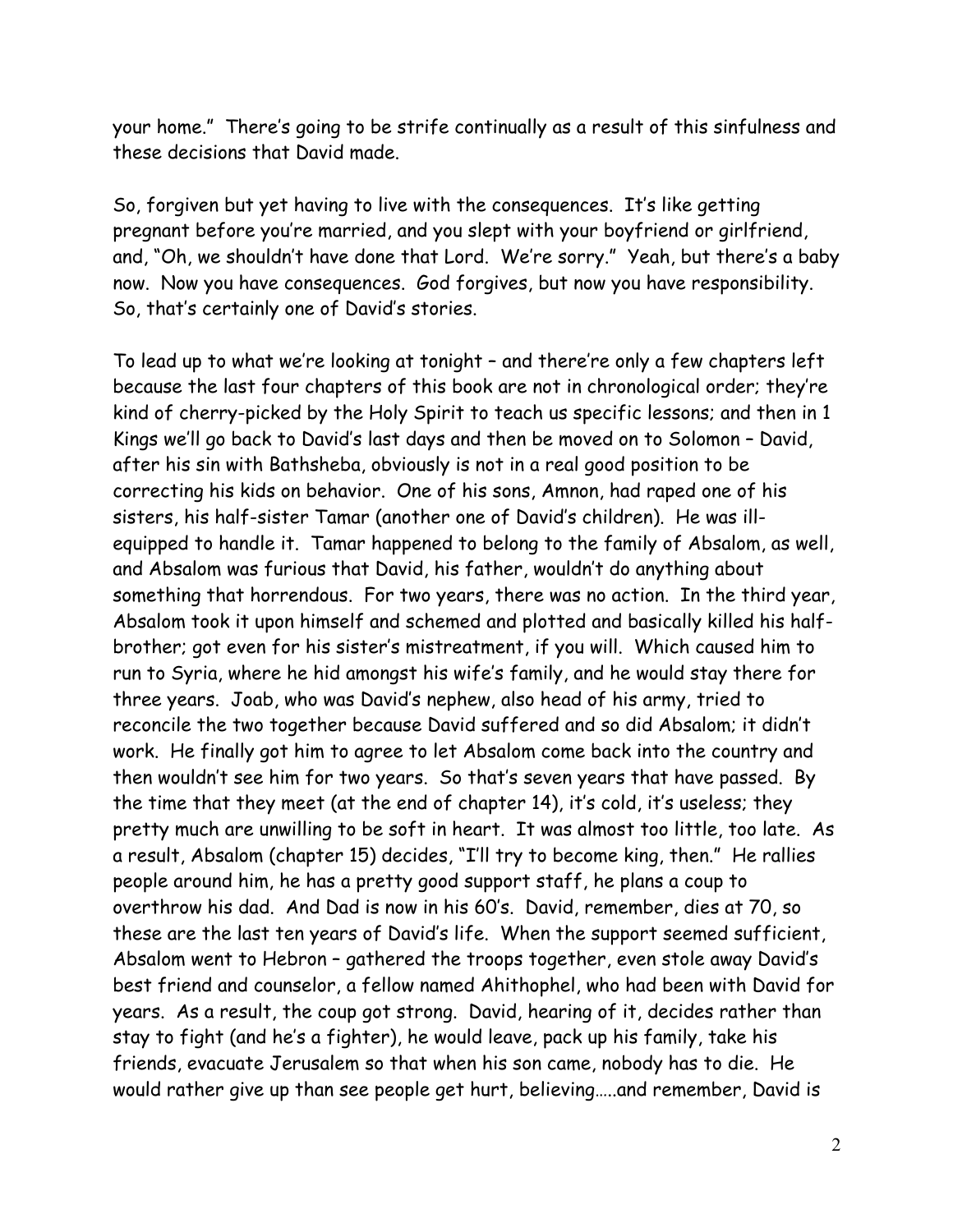your home." There's going to be strife continually as a result of this sinfulness and these decisions that David made.

So, forgiven but yet having to live with the consequences. It's like getting pregnant before you're married, and you slept with your boyfriend or girlfriend, and, "Oh, we shouldn't have done that Lord. We're sorry." Yeah, but there's a baby now. Now you have consequences. God forgives, but now you have responsibility. So, that's certainly one of David's stories.

To lead up to what we're looking at tonight – and there're only a few chapters left because the last four chapters of this book are not in chronological order; they're kind of cherry-picked by the Holy Spirit to teach us specific lessons; and then in 1 Kings we'll go back to David's last days and then be moved on to Solomon – David, after his sin with Bathsheba, obviously is not in a real good position to be correcting his kids on behavior. One of his sons, Amnon, had raped one of his sisters, his half-sister Tamar (another one of David's children). He was ill-equipped to handle it. Tamar happened to belong to the family of Absalom, as well, and Absalom was furious that David, his father, wouldn't do anything about something that horrendous. For two years, there was no action. In the third year, Absalom took it upon himself and schemed and plotted and basically killed his half-brother; got even for his sister's mistreatment, if you will. Which caused him to run to Syria, where he hid amongst his wife's family, and he would stay there for three years. Joab, who was David's nephew, also head of his army, tried to reconcile the two together because David suffered and so did Absalom; it didn't work. He finally got him to agree to let Absalom come back into the country and then wouldn't see him for two years. So that's seven years that have passed. By the time that they meet (at the end of chapter 14), it's cold, it's useless; they pretty much are unwilling to be soft in heart. It was almost too little, too late. As a result, Absalom (chapter 15) decides, "I'll try to become king, then." He rallies people around him, he has a pretty good support staff, he plans a coup to overthrow his dad. And Dad is now in his 60's. David, remember, dies at 70, so these are the last ten years of David's life. When the support seemed sufficient, Absalom went to Hebron – gathered the troops together, even stole away David's best friend and counselor, a fellow named Ahithophel, who had been with David for years. As a result, the coup got strong. David, hearing of it, decides rather than stay to fight (and he's a fighter), he would leave, pack up his family, take his friends, evacuate Jerusalem so that when his son came, nobody has to die. He would rather give up than see people get hurt, believing.....and remember, David is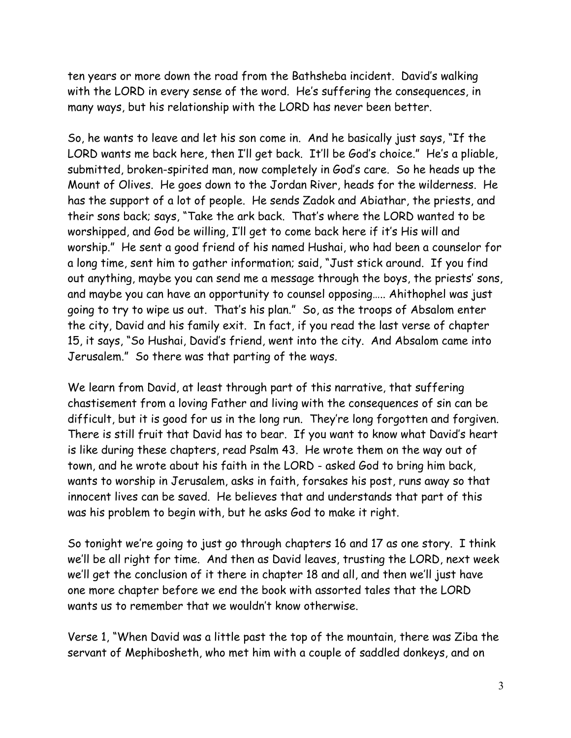ten years or more down the road from the Bathsheba incident. David's walking with the LORD in every sense of the word. He's suffering the consequences, in many ways, but his relationship with the LORD has never been better.

So, he wants to leave and let his son come in. And he basically just says, "If the LORD wants me back here, then I'll get back. It'll be God's choice." He's a pliable, submitted, broken-spirited man, now completely in God's care. So he heads up the Mount of Olives. He goes down to the Jordan River, heads for the wilderness. He has the support of a lot of people. He sends Zadok and Abiathar, the priests, and their sons back; says, "Take the ark back. That's where the LORD wanted to be worshipped, and God be willing, I'll get to come back here if it's His will and worship." He sent a good friend of his named Hushai, who had been a counselor for a long time, sent him to gather information; said, "Just stick around. If you find out anything, maybe you can send me a message through the boys, the priests' sons, and maybe you can have an opportunity to counsel opposing….. Ahithophel was just going to try to wipe us out. That's his plan." So, as the troops of Absalom enter the city, David and his family exit. In fact, if you read the last verse of chapter 15, it says, "So Hushai, David's friend, went into the city. And Absalom came into Jerusalem." So there was that parting of the ways.

We learn from David, at least through part of this narrative, that suffering chastisement from a loving Father and living with the consequences of sin can be difficult, but it is good for us in the long run. They're long forgotten and forgiven. There is still fruit that David has to bear. If you want to know what David's heart is like during these chapters, read Psalm 43. He wrote them on the way out of town, and he wrote about his faith in the LORD - asked God to bring him back, wants to worship in Jerusalem, asks in faith, forsakes his post, runs away so that innocent lives can be saved. He believes that and understands that part of this was his problem to begin with, but he asks God to make it right.

So tonight we're going to just go through chapters 16 and 17 as one story. I think we'll be all right for time. And then as David leaves, trusting the LORD, next week we'll get the conclusion of it there in chapter 18 and all, and then we'll just have one more chapter before we end the book with assorted tales that the LORD wants us to remember that we wouldn't know otherwise.

Verse 1, "When David was a little past the top of the mountain, there was Ziba the servant of Mephibosheth, who met him with a couple of saddled donkeys, and on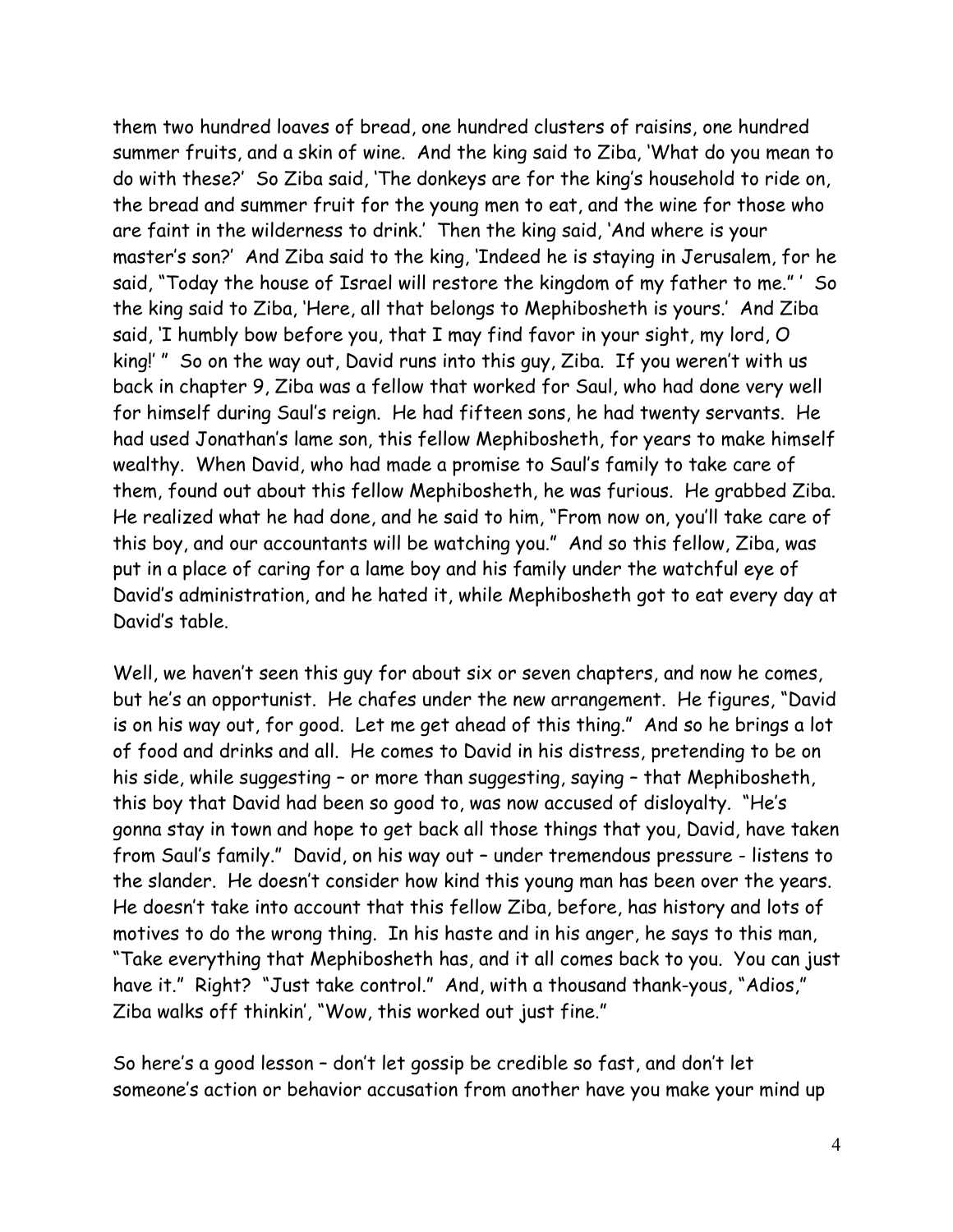them two hundred loaves of bread, one hundred clusters of raisins, one hundred summer fruits, and a skin of wine. And the king said to Ziba, 'What do you mean to do with these?' So Ziba said, 'The donkeys are for the king's household to ride on, the bread and summer fruit for the young men to eat, and the wine for those who are faint in the wilderness to drink.' Then the king said, 'And where is your master's son?' And Ziba said to the king, 'Indeed he is staying in Jerusalem, for he said, "Today the house of Israel will restore the kingdom of my father to me." ' So the king said to Ziba, 'Here, all that belongs to Mephibosheth is yours.' And Ziba said, 'I humbly bow before you, that I may find favor in your sight, my lord, O king!' " So on the way out, David runs into this guy, Ziba. If you weren't with us back in chapter 9, Ziba was a fellow that worked for Saul, who had done very well for himself during Saul's reign. He had fifteen sons, he had twenty servants. He had used Jonathan's lame son, this fellow Mephibosheth, for years to make himself wealthy. When David, who had made a promise to Saul's family to take care of them, found out about this fellow Mephibosheth, he was furious. He grabbed Ziba. He realized what he had done, and he said to him, "From now on, you'll take care of this boy, and our accountants will be watching you." And so this fellow, Ziba, was put in a place of caring for a lame boy and his family under the watchful eye of David's administration, and he hated it, while Mephibosheth got to eat every day at David's table.

Well, we haven't seen this guy for about six or seven chapters, and now he comes, but he's an opportunist. He chafes under the new arrangement. He figures, "David is on his way out, for good. Let me get ahead of this thing." And so he brings a lot of food and drinks and all. He comes to David in his distress, pretending to be on his side, while suggesting – or more than suggesting, saying – that Mephibosheth, this boy that David had been so good to, was now accused of disloyalty. "He's gonna stay in town and hope to get back all those things that you, David, have taken from Saul's family." David, on his way out – under tremendous pressure - listens to the slander. He doesn't consider how kind this young man has been over the years. He doesn't take into account that this fellow Ziba, before, has history and lots of motives to do the wrong thing. In his haste and in his anger, he says to this man, "Take everything that Mephibosheth has, and it all comes back to you. You can just have it." Right? "Just take control." And, with a thousand thank-yous, "Adios," Ziba walks off thinkin', "Wow, this worked out just fine."

So here's a good lesson – don't let gossip be credible so fast, and don't let someone's action or behavior accusation from another have you make your mind up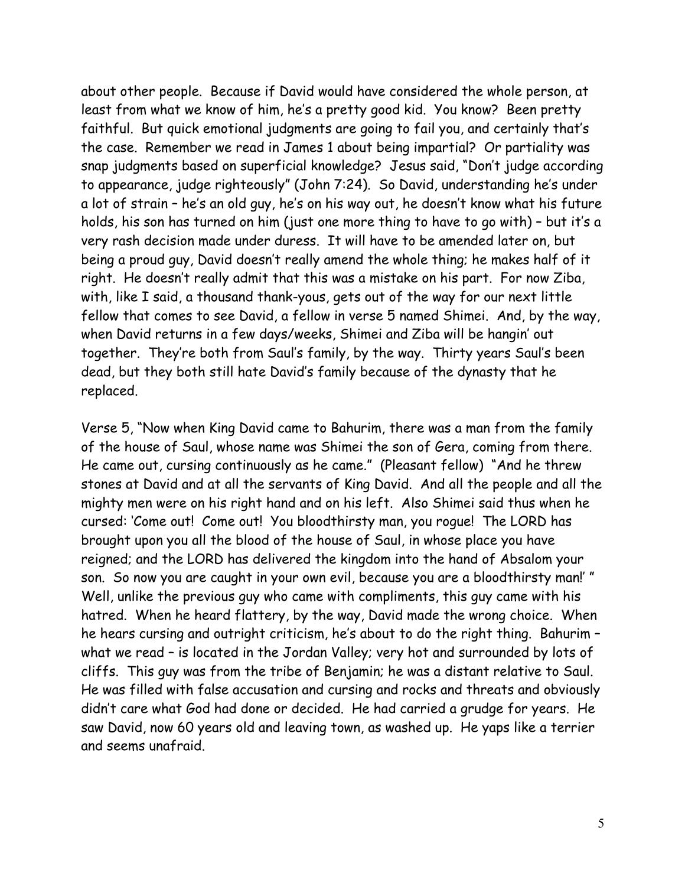about other people. Because if David would have considered the whole person, at least from what we know of him, he's a pretty good kid. You know? Been pretty faithful. But quick emotional judgments are going to fail you, and certainly that's the case. Remember we read in James 1 about being impartial? Or partiality was snap judgments based on superficial knowledge? Jesus said, "Don't judge according to appearance, judge righteously" (John 7:24). So David, understanding he's under a lot of strain – he's an old guy, he's on his way out, he doesn't know what his future holds, his son has turned on him (just one more thing to have to go with) – but it's a very rash decision made under duress. It will have to be amended later on, but being a proud guy, David doesn't really amend the whole thing; he makes half of it right. He doesn't really admit that this was a mistake on his part. For now Ziba, with, like I said, a thousand thank-yous, gets out of the way for our next little fellow that comes to see David, a fellow in verse 5 named Shimei. And, by the way, when David returns in a few days/weeks, Shimei and Ziba will be hangin' out together. They're both from Saul's family, by the way. Thirty years Saul's been dead, but they both still hate David's family because of the dynasty that he replaced.

Verse 5, "Now when King David came to Bahurim, there was a man from the family of the house of Saul, whose name was Shimei the son of Gera, coming from there. He came out, cursing continuously as he came." (Pleasant fellow) "And he threw stones at David and at all the servants of King David. And all the people and all the mighty men were on his right hand and on his left. Also Shimei said thus when he cursed: 'Come out! Come out! You bloodthirsty man, you rogue! The LORD has brought upon you all the blood of the house of Saul, in whose place you have reigned; and the LORD has delivered the kingdom into the hand of Absalom your son. So now you are caught in your own evil, because you are a bloodthirsty man!' " Well, unlike the previous guy who came with compliments, this guy came with his hatred. When he heard flattery, by the way, David made the wrong choice. When he hears cursing and outright criticism, he's about to do the right thing. Bahurim – what we read – is located in the Jordan Valley; very hot and surrounded by lots of cliffs. This guy was from the tribe of Benjamin; he was a distant relative to Saul. He was filled with false accusation and cursing and rocks and threats and obviously didn't care what God had done or decided. He had carried a grudge for years. He saw David, now 60 years old and leaving town, as washed up. He yaps like a terrier and seems unafraid.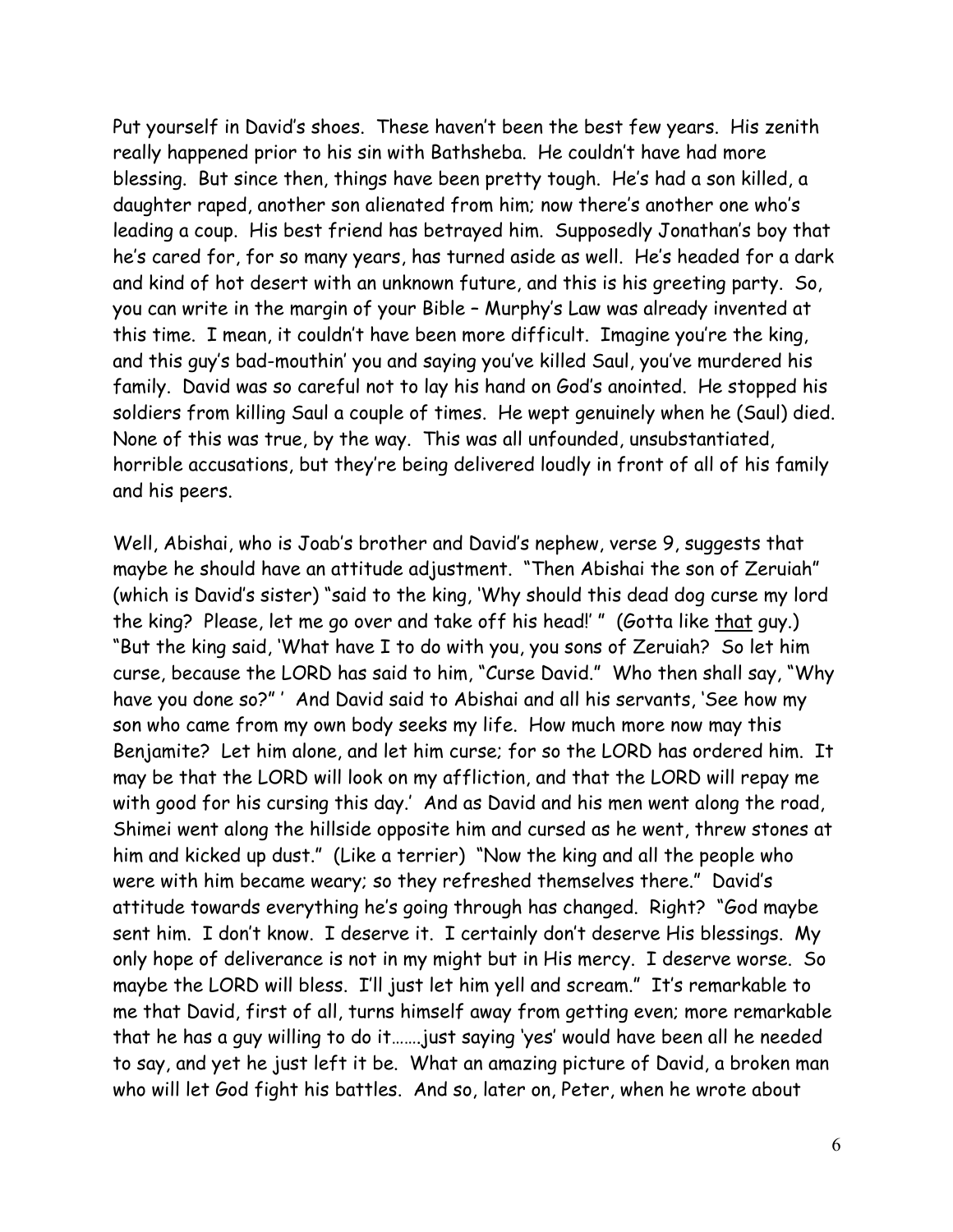Put yourself in David's shoes. These haven't been the best few years. His zenith really happened prior to his sin with Bathsheba. He couldn't have had more blessing. But since then, things have been pretty tough. He's had a son killed, a daughter raped, another son alienated from him; now there's another one who's leading a coup. His best friend has betrayed him. Supposedly Jonathan's boy that he's cared for, for so many years, has turned aside as well. He's headed for a dark and kind of hot desert with an unknown future, and this is his greeting party. So, you can write in the margin of your Bible – Murphy's Law was already invented at this time. I mean, it couldn't have been more difficult. Imagine you're the king, and this guy's bad-mouthin' you and saying you've killed Saul, you've murdered his family. David was so careful not to lay his hand on God's anointed. He stopped his soldiers from killing Saul a couple of times. He wept genuinely when he (Saul) died. None of this was true, by the way. This was all unfounded, unsubstantiated, horrible accusations, but they're being delivered loudly in front of all of his family and his peers.

Well, Abishai, who is Joab's brother and David's nephew, verse 9, suggests that maybe he should have an attitude adjustment. "Then Abishai the son of Zeruiah" (which is David's sister) "said to the king, 'Why should this dead dog curse my lord the king? Please, let me go over and take off his head!' " (Gotta like <u>that</u> guy.) "But the king said, 'What have I to do with you, you sons of Zeruiah? So let him curse, because the LORD has said to him, "Curse David." Who then shall say, "Why have you done so?" ' And David said to Abishai and all his servants, 'See how my son who came from my own body seeks my life. How much more now may this Benjamite? Let him alone, and let him curse; for so the LORD has ordered him. It may be that the LORD will look on my affliction, and that the LORD will repay me with good for his cursing this day.' And as David and his men went along the road, Shimei went along the hillside opposite him and cursed as he went, threw stones at him and kicked up dust." (Like a terrier) "Now the king and all the people who were with him became weary; so they refreshed themselves there." David's attitude towards everything he's going through has changed. Right? "God maybe sent him. I don't know. I deserve it. I certainly don't deserve His blessings. My only hope of deliverance is not in my might but in His mercy. I deserve worse. So maybe the LORD will bless. I'll just let him yell and scream." It's remarkable to me that David, first of all, turns himself away from getting even; more remarkable that he has a guy willing to do it…….just saying 'yes' would have been all he needed to say, and yet he just left it be. What an amazing picture of David, a broken man who will let God fight his battles. And so, later on, Peter, when he wrote about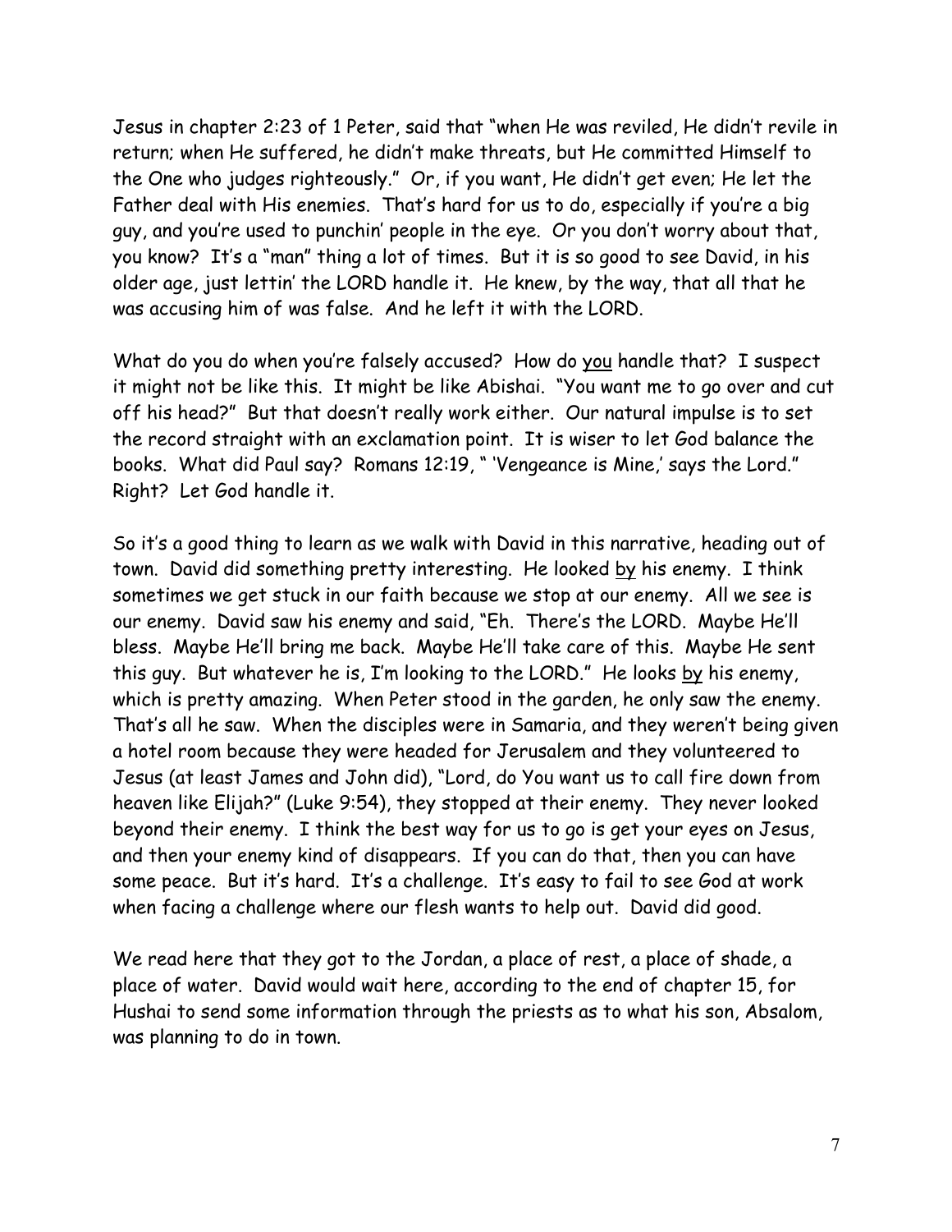Jesus in chapter 2:23 of 1 Peter, said that "when He was reviled, He didn't revile in return; when He suffered, he didn't make threats, but He committed Himself to the One who judges righteously." Or, if you want, He didn't get even; He let the Father deal with His enemies. That's hard for us to do, especially if you're a big guy, and you're used to punchin' people in the eye. Or you don't worry about that, you know? It's a "man" thing a lot of times. But it is so good to see David, in his older age, just lettin' the LORD handle it. He knew, by the way, that all that he was accusing him of was false. And he left it with the LORD.

What do you do when you're falsely accused? How do <u>you</u> handle that? I suspect it might not be like this. It might be like Abishai. "You want me to go over and cut off his head?" But that doesn't really work either. Our natural impulse is to set the record straight with an exclamation point. It is wiser to let God balance the books. What did Paul say? Romans 12:19, " 'Vengeance is Mine,' says the Lord." Right? Let God handle it.

So it's a good thing to learn as we walk with David in this narrative, heading out of town. David did something pretty interesting. He looked <u>by</u> his enemy. I think sometimes we get stuck in our faith because we stop at our enemy. All we see is our enemy. David saw his enemy and said, "Eh. There's the LORD. Maybe He'll bless. Maybe He'll bring me back. Maybe He'll take care of this. Maybe He sent this guy. But whatever he is, I'm looking to the LORD." He looks <u>by</u> his enemy, which is pretty amazing. When Peter stood in the garden, he only saw the enemy. That's all he saw. When the disciples were in Samaria, and they weren't being given a hotel room because they were headed for Jerusalem and they volunteered to Jesus (at least James and John did), "Lord, do You want us to call fire down from heaven like Elijah?" (Luke 9:54), they stopped at their enemy. They never looked beyond their enemy. I think the best way for us to go is get your eyes on Jesus, and then your enemy kind of disappears. If you can do that, then you can have some peace. But it's hard. It's a challenge. It's easy to fail to see God at work when facing a challenge where our flesh wants to help out. David did good.

We read here that they got to the Jordan, a place of rest, a place of shade, a place of water. David would wait here, according to the end of chapter 15, for Hushai to send some information through the priests as to what his son, Absalom, was planning to do in town.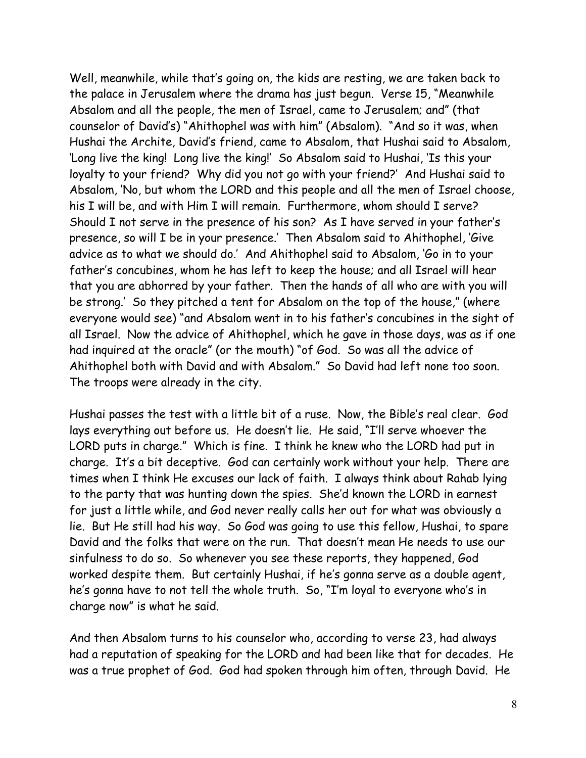Well, meanwhile, while that's going on, the kids are resting, we are taken back to the palace in Jerusalem where the drama has just begun. Verse 15, "Meanwhile Absalom and all the people, the men of Israel, came to Jerusalem; and" (that counselor of David's) "Ahithophel was with him" (Absalom). "And so it was, when Hushai the Archite, David's friend, came to Absalom, that Hushai said to Absalom, 'Long live the king! Long live the king!' So Absalom said to Hushai, 'Is this your loyalty to your friend? Why did you not go with your friend?' And Hushai said to Absalom, 'No, but whom the LORD and this people and all the men of Israel choose, his I will be, and with Him I will remain. Furthermore, whom should I serve? Should I not serve in the presence of his son? As I have served in your father's presence, so will I be in your presence.' Then Absalom said to Ahithophel, 'Give advice as to what we should do.' And Ahithophel said to Absalom, 'Go in to your father's concubines, whom he has left to keep the house; and all Israel will hear that you are abhorred by your father. Then the hands of all who are with you will be strong.' So they pitched a tent for Absalom on the top of the house," (where everyone would see) "and Absalom went in to his father's concubines in the sight of all Israel. Now the advice of Ahithophel, which he gave in those days, was as if one had inquired at the oracle" (or the mouth) "of God. So was all the advice of Ahithophel both with David and with Absalom." So David had left none too soon. The troops were already in the city.

Hushai passes the test with a little bit of a ruse. Now, the Bible's real clear. God lays everything out before us. He doesn't lie. He said, "I'll serve whoever the LORD puts in charge." Which is fine. I think he knew who the LORD had put in charge. It's a bit deceptive. God can certainly work without your help. There are times when I think He excuses our lack of faith. I always think about Rahab lying to the party that was hunting down the spies. She'd known the LORD in earnest for just a little while, and God never really calls her out for what was obviously a lie. But He still had his way. So God was going to use this fellow, Hushai, to spare David and the folks that were on the run. That doesn't mean He needs to use our sinfulness to do so. So whenever you see these reports, they happened, God worked despite them. But certainly Hushai, if he's gonna serve as a double agent, he's gonna have to not tell the whole truth. So, "I'm loyal to everyone who's in charge now" is what he said.

And then Absalom turns to his counselor who, according to verse 23, had always had a reputation of speaking for the LORD and had been like that for decades. He was a true prophet of God. God had spoken through him often, through David. He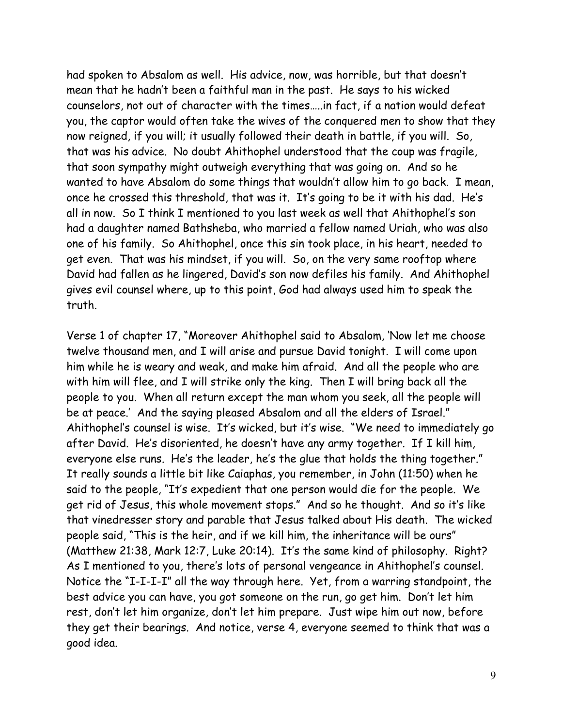had spoken to Absalom as well. His advice, now, was horrible, but that doesn't mean that he hadn't been a faithful man in the past. He says to his wicked counselors, not out of character with the times.....in fact, if a nation would defeat you, the captor would often take the wives of the conquered men to show that they now reigned, if you will; it usually followed their death in battle, if you will. So, that was his advice. No doubt Ahithophel understood that the coup was fragile, that soon sympathy might outweigh everything that was going on. And so he wanted to have Absalom do some things that wouldn't allow him to go back. I mean, once he crossed this threshold, that was it. It's going to be it with his dad. He's all in now. So I think I mentioned to you last week as well that Ahithophel's son had a daughter named Bathsheba, who married a fellow named Uriah, who was also one of his family. So Ahithophel, once this sin took place, in his heart, needed to get even. That was his mindset, if you will. So, on the very same rooftop where David had fallen as he lingered, David's son now defiles his family. And Ahithophel gives evil counsel where, up to this point, God had always used him to speak the truth.

Verse 1 of chapter 17, "Moreover Ahithophel said to Absalom, 'Now let me choose twelve thousand men, and I will arise and pursue David tonight. I will come upon him while he is weary and weak, and make him afraid. And all the people who are with him will flee, and I will strike only the king. Then I will bring back all the people to you. When all return except the man whom you seek, all the people will be at peace.' And the saying pleased Absalom and all the elders of Israel." Ahithophel's counsel is wise. It's wicked, but it's wise. "We need to immediately go after David. He's disoriented, he doesn't have any army together. If I kill him, everyone else runs. He's the leader, he's the glue that holds the thing together." It really sounds a little bit like Caiaphas, you remember, in John (11:50) when he said to the people, "It's expedient that one person would die for the people. We get rid of Jesus, this whole movement stops." And so he thought. And so it's like that vinedresser story and parable that Jesus talked about His death. The wicked people said, "This is the heir, and if we kill him, the inheritance will be ours" (Matthew 21:38, Mark 12:7, Luke 20:14). It's the same kind of philosophy. Right? As I mentioned to you, there's lots of personal vengeance in Ahithophel's counsel. Notice the "I-I-I-I" all the way through here. Yet, from a warring standpoint, the best advice you can have, you got someone on the run, go get him. Don't let him rest, don't let him organize, don't let him prepare. Just wipe him out now, before they get their bearings. And notice, verse 4, everyone seemed to think that was a good idea.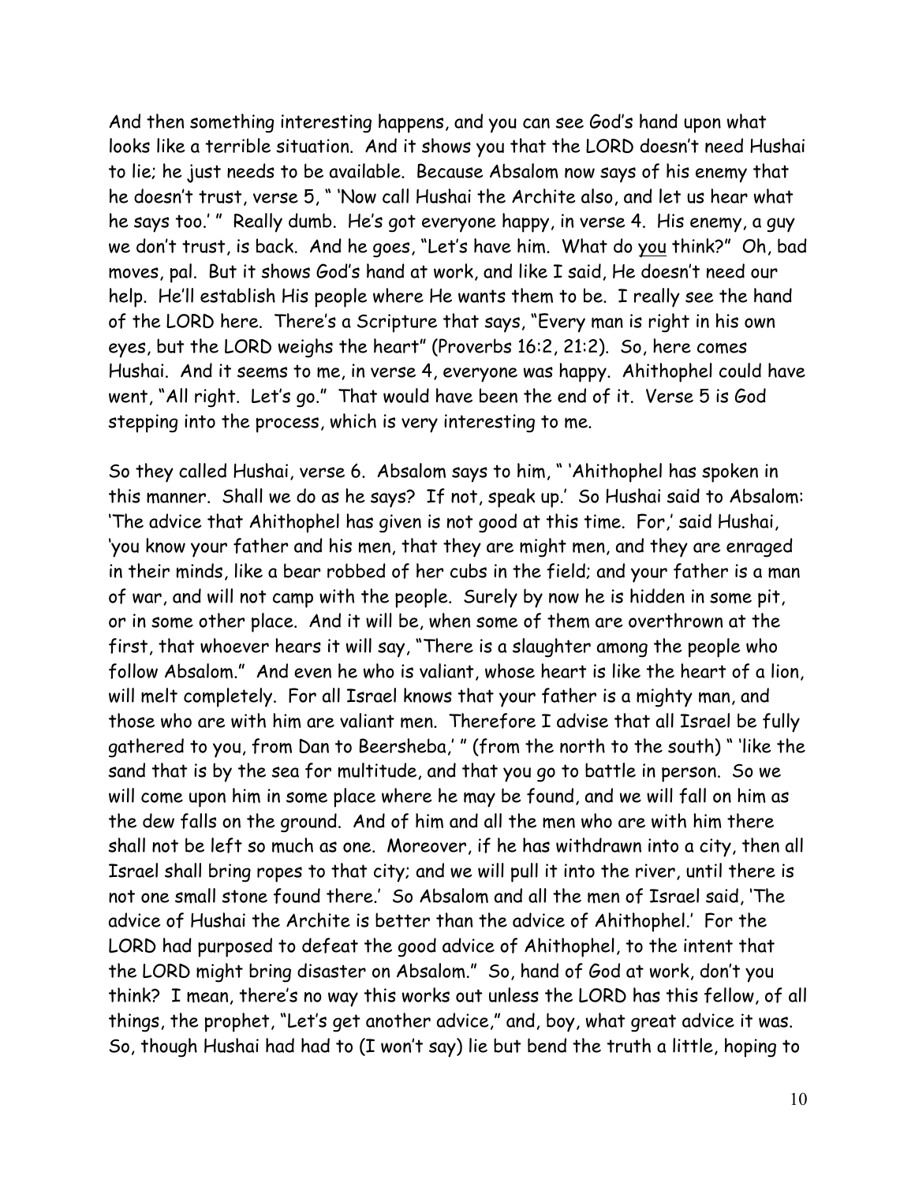And then something interesting happens, and you can see God's hand upon what looks like a terrible situation. And it shows you that the LORD doesn't need Hushai to lie; he just needs to be available. Because Absalom now says of his enemy that he doesn't trust, verse 5, " 'Now call Hushai the Archite also, and let us hear what he says too.' " Really dumb. He's got everyone happy, in verse 4. His enemy, a guy we don't trust, is back. And he goes, "Let's have him. What do <u>you</u> think?" Oh, bad moves, pal. But it shows God's hand at work, and like I said, He doesn't need our help. He'll establish His people where He wants them to be. I really see the hand of the LORD here. There's a Scripture that says, "Every man is right in his own eyes, but the LORD weighs the heart" (Proverbs 16:2, 21:2). So, here comes Hushai. And it seems to me, in verse 4, everyone was happy. Ahithophel could have went, "All right. Let's go." That would have been the end of it. Verse 5 is God stepping into the process, which is very interesting to me.

So they called Hushai, verse 6. Absalom says to him, " 'Ahithophel has spoken in this manner. Shall we do as he says? If not, speak up.' So Hushai said to Absalom: 'The advice that Ahithophel has given is not good at this time. For,' said Hushai, 'you know your father and his men, that they are might men, and they are enraged in their minds, like a bear robbed of her cubs in the field; and your father is a man of war, and will not camp with the people. Surely by now he is hidden in some pit, or in some other place. And it will be, when some of them are overthrown at the first, that whoever hears it will say, "There is a slaughter among the people who follow Absalom." And even he who is valiant, whose heart is like the heart of a lion, will melt completely. For all Israel knows that your father is a mighty man, and those who are with him are valiant men. Therefore I advise that all Israel be fully gathered to you, from Dan to Beersheba,' " (from the north to the south) " 'like the sand that is by the sea for multitude, and that you go to battle in person. So we will come upon him in some place where he may be found, and we will fall on him as the dew falls on the ground. And of him and all the men who are with him there shall not be left so much as one. Moreover, if he has withdrawn into a city, then all Israel shall bring ropes to that city; and we will pull it into the river, until there is not one small stone found there.' So Absalom and all the men of Israel said, 'The advice of Hushai the Archite is better than the advice of Ahithophel.' For the LORD had purposed to defeat the good advice of Ahithophel, to the intent that the LORD might bring disaster on Absalom." So, hand of God at work, don't you think? I mean, there's no way this works out unless the LORD has this fellow, of all things, the prophet, "Let's get another advice," and, boy, what great advice it was. So, though Hushai had had to (I won't say) lie but bend the truth a little, hoping to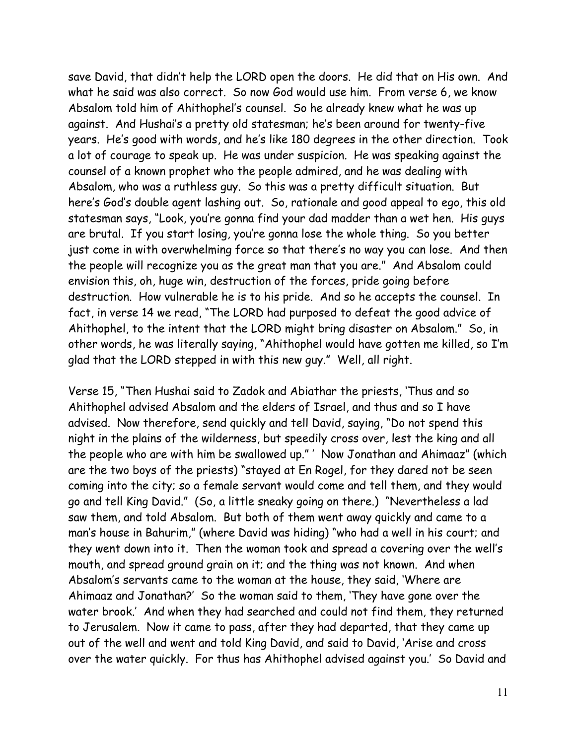save David, that didn't help the LORD open the doors. He did that on His own. And what he said was also correct. So now God would use him. From verse 6, we know Absalom told him of Ahithophel's counsel. So he already knew what he was up against. And Hushai's a pretty old statesman; he's been around for twenty-five years. He's good with words, and he's like 180 degrees in the other direction. Took a lot of courage to speak up. He was under suspicion. He was speaking against the counsel of a known prophet who the people admired, and he was dealing with Absalom, who was a ruthless guy. So this was a pretty difficult situation. But here's God's double agent lashing out. So, rationale and good appeal to ego, this old statesman says, "Look, you're gonna find your dad madder than a wet hen. His guys are brutal. If you start losing, you're gonna lose the whole thing. So you better just come in with overwhelming force so that there's no way you can lose. And then the people will recognize you as the great man that you are." And Absalom could envision this, oh, huge win, destruction of the forces, pride going before destruction. How vulnerable he is to his pride. And so he accepts the counsel. In fact, in verse 14 we read, "The LORD had purposed to defeat the good advice of Ahithophel, to the intent that the LORD might bring disaster on Absalom." So, in other words, he was literally saying, "Ahithophel would have gotten me killed, so I'm glad that the LORD stepped in with this new guy." Well, all right.

Verse 15, "Then Hushai said to Zadok and Abiathar the priests, 'Thus and so Ahithophel advised Absalom and the elders of Israel, and thus and so I have advised. Now therefore, send quickly and tell David, saying, "Do not spend this night in the plains of the wilderness, but speedily cross over, lest the king and all the people who are with him be swallowed up." ' Now Jonathan and Ahimaaz" (which are the two boys of the priests) "stayed at En Rogel, for they dared not be seen coming into the city; so a female servant would come and tell them, and they would go and tell King David." (So, a little sneaky going on there.) "Nevertheless a lad saw them, and told Absalom. But both of them went away quickly and came to a man's house in Bahurim," (where David was hiding) "who had a well in his court; and they went down into it. Then the woman took and spread a covering over the well's mouth, and spread ground grain on it; and the thing was not known. And when Absalom's servants came to the woman at the house, they said, 'Where are Ahimaaz and Jonathan?' So the woman said to them, 'They have gone over the water brook.' And when they had searched and could not find them, they returned to Jerusalem. Now it came to pass, after they had departed, that they came up out of the well and went and told King David, and said to David, 'Arise and cross over the water quickly. For thus has Ahithophel advised against you.' So David and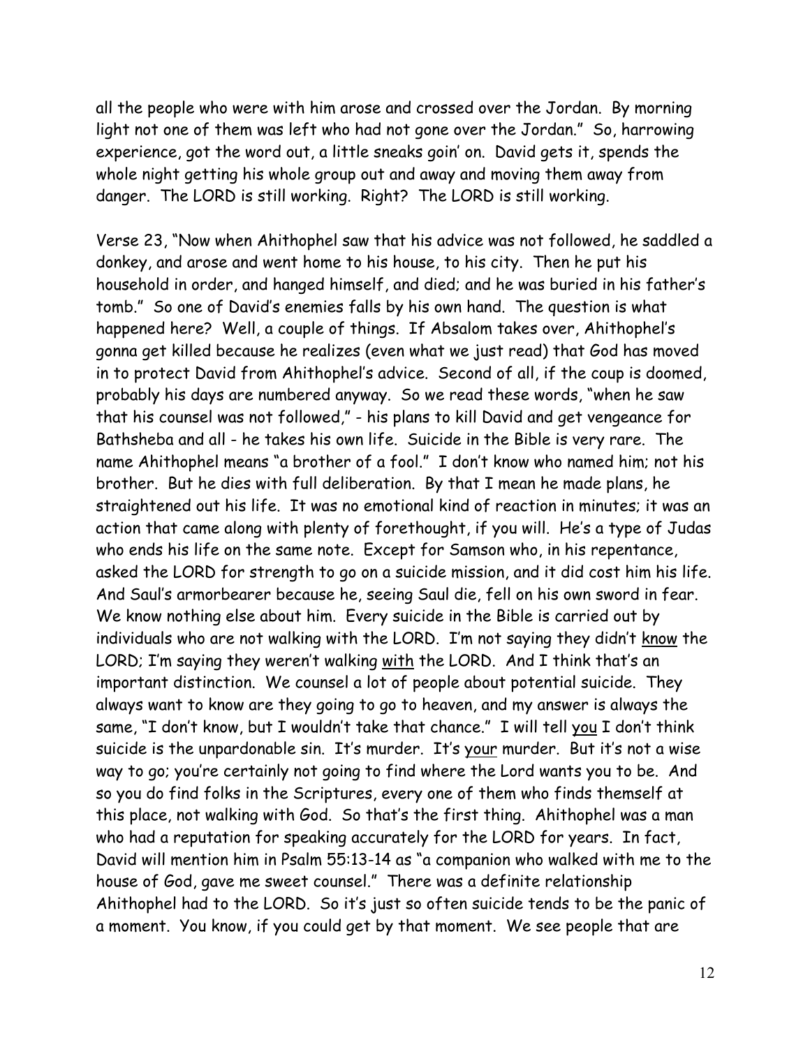all the people who were with him arose and crossed over the Jordan. By morning light not one of them was left who had not gone over the Jordan." So, harrowing experience, got the word out, a little sneaks goin' on. David gets it, spends the whole night getting his whole group out and away and moving them away from danger. The LORD is still working. Right? The LORD is still working.

Verse 23, "Now when Ahithophel saw that his advice was not followed, he saddled a donkey, and arose and went home to his house, to his city. Then he put his household in order, and hanged himself, and died; and he was buried in his father's tomb." So one of David's enemies falls by his own hand. The question is what happened here? Well, a couple of things. If Absalom takes over, Ahithophel's gonna get killed because he realizes (even what we just read) that God has moved in to protect David from Ahithophel's advice. Second of all, if the coup is doomed, probably his days are numbered anyway. So we read these words, "when he saw that his counsel was not followed," - his plans to kill David and get vengeance for Bathsheba and all - he takes his own life. Suicide in the Bible is very rare. The name Ahithophel means "a brother of a fool." I don't know who named him; not his brother. But he dies with full deliberation. By that I mean he made plans, he straightened out his life. It was no emotional kind of reaction in minutes; it was an action that came along with plenty of forethought, if you will. He's a type of Judas who ends his life on the same note. Except for Samson who, in his repentance, asked the LORD for strength to go on a suicide mission, and it did cost him his life. And Saul's armorbearer because he, seeing Saul die, fell on his own sword in fear. We know nothing else about him. Every suicide in the Bible is carried out by individuals who are not walking with the LORD. I'm not saying they didn't <u>know</u> the LORD; I'm saying they weren't walking <u>with</u> the LORD. And I think that's an important distinction. We counsel a lot of people about potential suicide. They always want to know are they going to go to heaven, and my answer is always the same, "I don't know, but I wouldn't take that chance." I will tell <u>you</u> I don't think suicide is the unpardonable sin. It's murder. It's <u>your</u> murder. But it's not a wise way to go; you're certainly not going to find where the Lord wants you to be. And so you do find folks in the Scriptures, every one of them who finds themself at this place, not walking with God. So that's the first thing. Ahithophel was a man who had a reputation for speaking accurately for the LORD for years. In fact, David will mention him in Psalm 55:13-14 as "a companion who walked with me to the house of God, gave me sweet counsel." There was a definite relationship Ahithophel had to the LORD. So it's just so often suicide tends to be the panic of a moment. You know, if you could get by that moment. We see people that are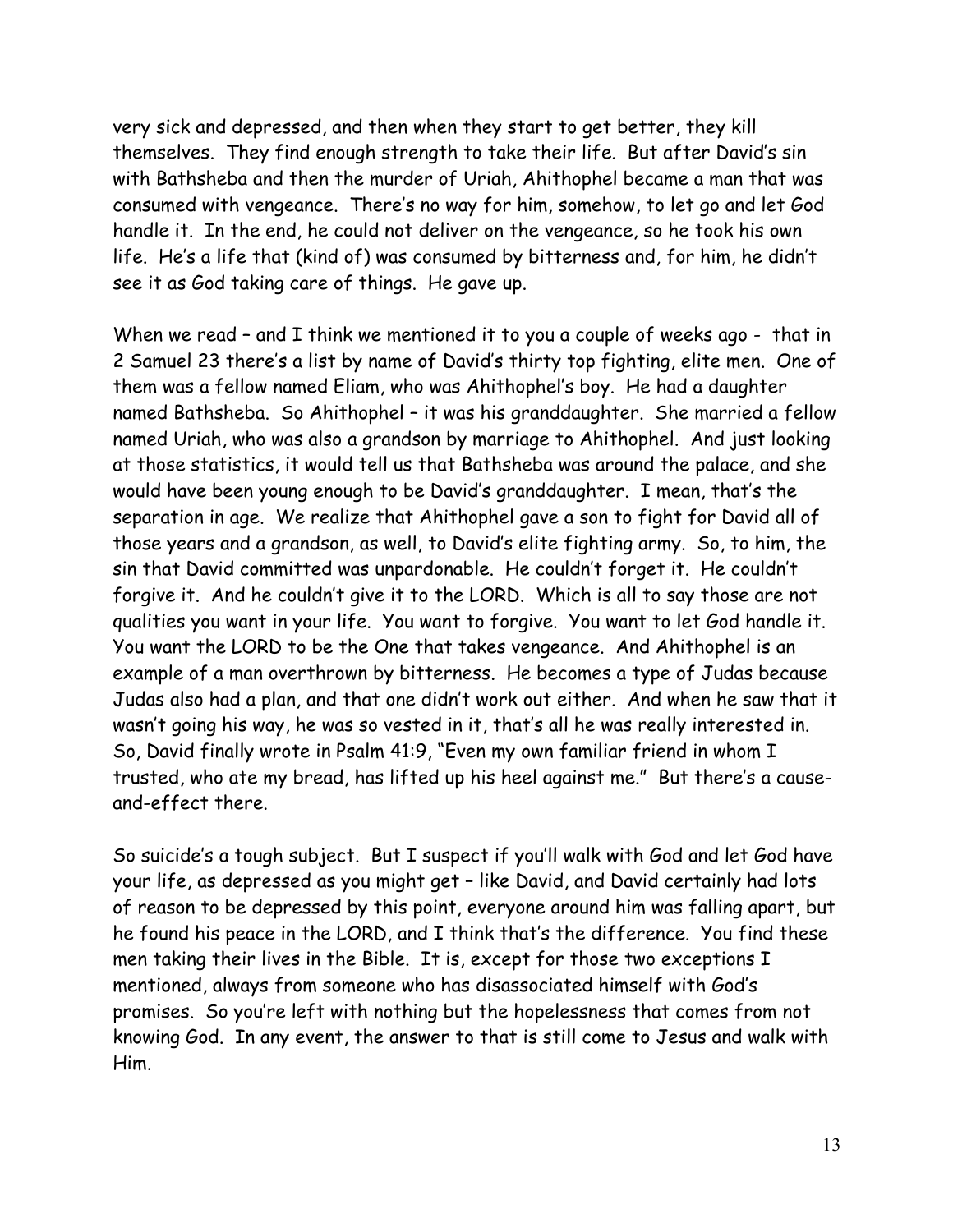very sick and depressed, and then when they start to get better, they kill themselves. They find enough strength to take their life. But after David's sin with Bathsheba and then the murder of Uriah, Ahithophel became a man that was consumed with vengeance. There's no way for him, somehow, to let go and let God handle it. In the end, he could not deliver on the vengeance, so he took his own life. He's a life that (kind of) was consumed by bitterness and, for him, he didn't see it as God taking care of things. He gave up.

When we read – and I think we mentioned it to you a couple of weeks ago - that in 2 Samuel 23 there's a list by name of David's thirty top fighting, elite men. One of them was a fellow named Eliam, who was Ahithophel's boy. He had a daughter named Bathsheba. So Ahithophel – it was his granddaughter. She married a fellow named Uriah, who was also a grandson by marriage to Ahithophel. And just looking at those statistics, it would tell us that Bathsheba was around the palace, and she would have been young enough to be David's granddaughter. I mean, that's the separation in age. We realize that Ahithophel gave a son to fight for David all of those years and a grandson, as well, to David's elite fighting army. So, to him, the sin that David committed was unpardonable. He couldn't forget it. He couldn't forgive it. And he couldn't give it to the LORD. Which is all to say those are not qualities you want in your life. You want to forgive. You want to let God handle it. You want the LORD to be the One that takes vengeance. And Ahithophel is an example of a man overthrown by bitterness. He becomes a type of Judas because Judas also had a plan, and that one didn't work out either. And when he saw that it wasn't going his way, he was so vested in it, that's all he was really interested in. So, David finally wrote in Psalm 41:9, "Even my own familiar friend in whom I trusted, who ate my bread, has lifted up his heel against me." But there's a cause-and-effect there.

So suicide's a tough subject. But I suspect if you'll walk with God and let God have your life, as depressed as you might get – like David, and David certainly had lots of reason to be depressed by this point, everyone around him was falling apart, but he found his peace in the LORD, and I think that's the difference. You find these men taking their lives in the Bible. It is, except for those two exceptions I mentioned, always from someone who has disassociated himself with God's promises. So you're left with nothing but the hopelessness that comes from not knowing God. In any event, the answer to that is still come to Jesus and walk with Him.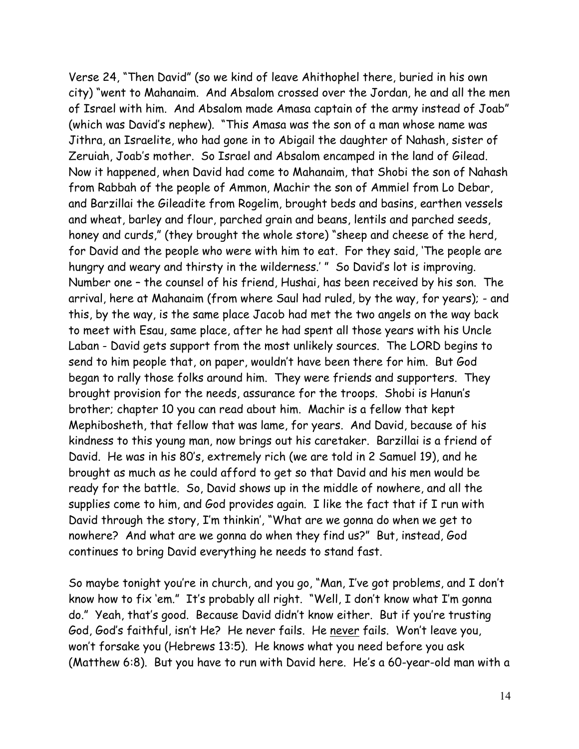Verse 24, "Then David" (so we kind of leave Ahithophel there, buried in his own city) "went to Mahanaim. And Absalom crossed over the Jordan, he and all the men of Israel with him. And Absalom made Amasa captain of the army instead of Joab" (which was David's nephew). "This Amasa was the son of a man whose name was Jithra, an Israelite, who had gone in to Abigail the daughter of Nahash, sister of Zeruiah, Joab's mother. So Israel and Absalom encamped in the land of Gilead. Now it happened, when David had come to Mahanaim, that Shobi the son of Nahash from Rabbah of the people of Ammon, Machir the son of Ammiel from Lo Debar, and Barzillai the Gileadite from Rogelim, brought beds and basins, earthen vessels and wheat, barley and flour, parched grain and beans, lentils and parched seeds, honey and curds," (they brought the whole store) "sheep and cheese of the herd, for David and the people who were with him to eat. For they said, 'The people are hungry and weary and thirsty in the wilderness.' " So David's lot is improving. Number one – the counsel of his friend, Hushai, has been received by his son. The arrival, here at Mahanaim (from where Saul had ruled, by the way, for years); - and this, by the way, is the same place Jacob had met the two angels on the way back to meet with Esau, same place, after he had spent all those years with his Uncle Laban - David gets support from the most unlikely sources. The LORD begins to send to him people that, on paper, wouldn't have been there for him. But God began to rally those folks around him. They were friends and supporters. They brought provision for the needs, assurance for the troops. Shobi is Hanun's brother; chapter 10 you can read about him. Machir is a fellow that kept Mephibosheth, that fellow that was lame, for years. And David, because of his kindness to this young man, now brings out his caretaker. Barzillai is a friend of David. He was in his 80's, extremely rich (we are told in 2 Samuel 19), and he brought as much as he could afford to get so that David and his men would be ready for the battle. So, David shows up in the middle of nowhere, and all the supplies come to him, and God provides again. I like the fact that if I run with David through the story, I'm thinkin', "What are we gonna do when we get to nowhere? And what are we gonna do when they find us?" But, instead, God continues to bring David everything he needs to stand fast.

So maybe tonight you're in church, and you go, "Man, I've got problems, and I don't know how to fix 'em." It's probably all right. "Well, I don't know what I'm gonna do." Yeah, that's good. Because David didn't know either. But if you're trusting God, God's faithful, isn't He? He never fails. He <u>never</u> fails. Won't leave you, won't forsake you (Hebrews 13:5). He knows what you need before you ask (Matthew 6:8). But you have to run with David here. He's a 60-year-old man with a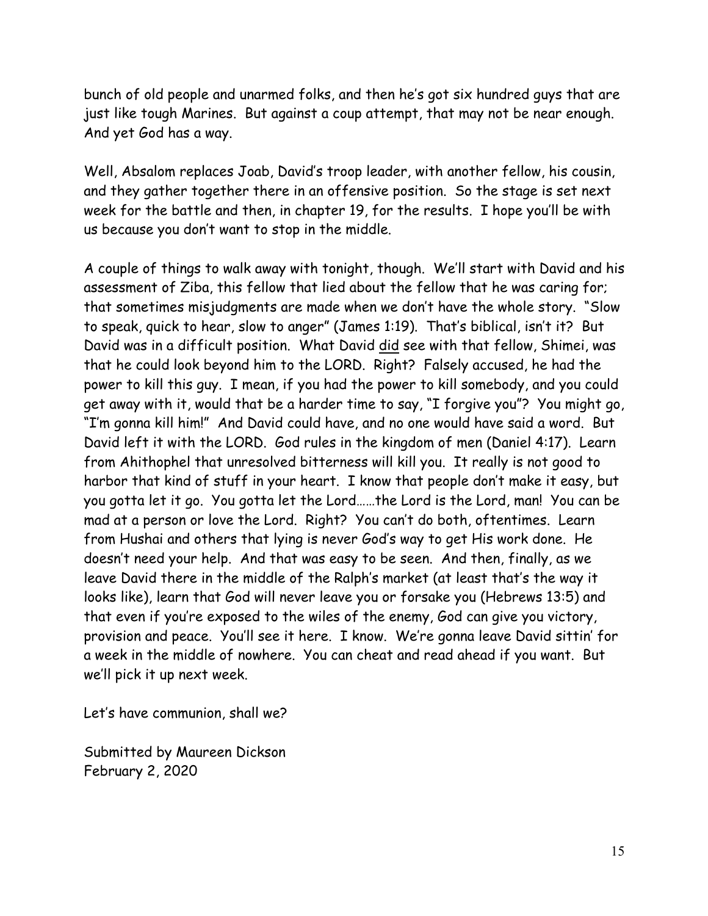bunch of old people and unarmed folks, and then he's got six hundred guys that are just like tough Marines. But against a coup attempt, that may not be near enough. And yet God has a way.

Well, Absalom replaces Joab, David's troop leader, with another fellow, his cousin, and they gather together there in an offensive position. So the stage is set next week for the battle and then, in chapter 19, for the results. I hope you'll be with us because you don't want to stop in the middle.

A couple of things to walk away with tonight, though. We'll start with David and his assessment of Ziba, this fellow that lied about the fellow that he was caring for; that sometimes misjudgments are made when we don't have the whole story. "Slow to speak, quick to hear, slow to anger" (James 1:19). That's biblical, isn't it? But David was in a difficult position. What David <u>did</u> see with that fellow, Shimei, was that he could look beyond him to the LORD. Right? Falsely accused, he had the power to kill this guy. I mean, if you had the power to kill somebody, and you could get away with it, would that be a harder time to say, "I forgive you"? You might go, "I'm gonna kill him!" And David could have, and no one would have said a word. But David left it with the LORD. God rules in the kingdom of men (Daniel 4:17). Learn from Ahithophel that unresolved bitterness will kill you. It really is not good to harbor that kind of stuff in your heart. I know that people don't make it easy, but you gotta let it go. You gotta let the Lord……the Lord is the Lord, man! You can be mad at a person or love the Lord. Right? You can't do both, oftentimes. Learn from Hushai and others that lying is never God's way to get His work done. He doesn't need your help. And that was easy to be seen. And then, finally, as we leave David there in the middle of the Ralph's market (at least that's the way it looks like), learn that God will never leave you or forsake you (Hebrews 13:5) and that even if you're exposed to the wiles of the enemy, God can give you victory, provision and peace. You'll see it here. I know. We're gonna leave David sittin' for a week in the middle of nowhere. You can cheat and read ahead if you want. But we'll pick it up next week.

Let's have communion, shall we?

Submitted by Maureen Dickson
February 2, 2020